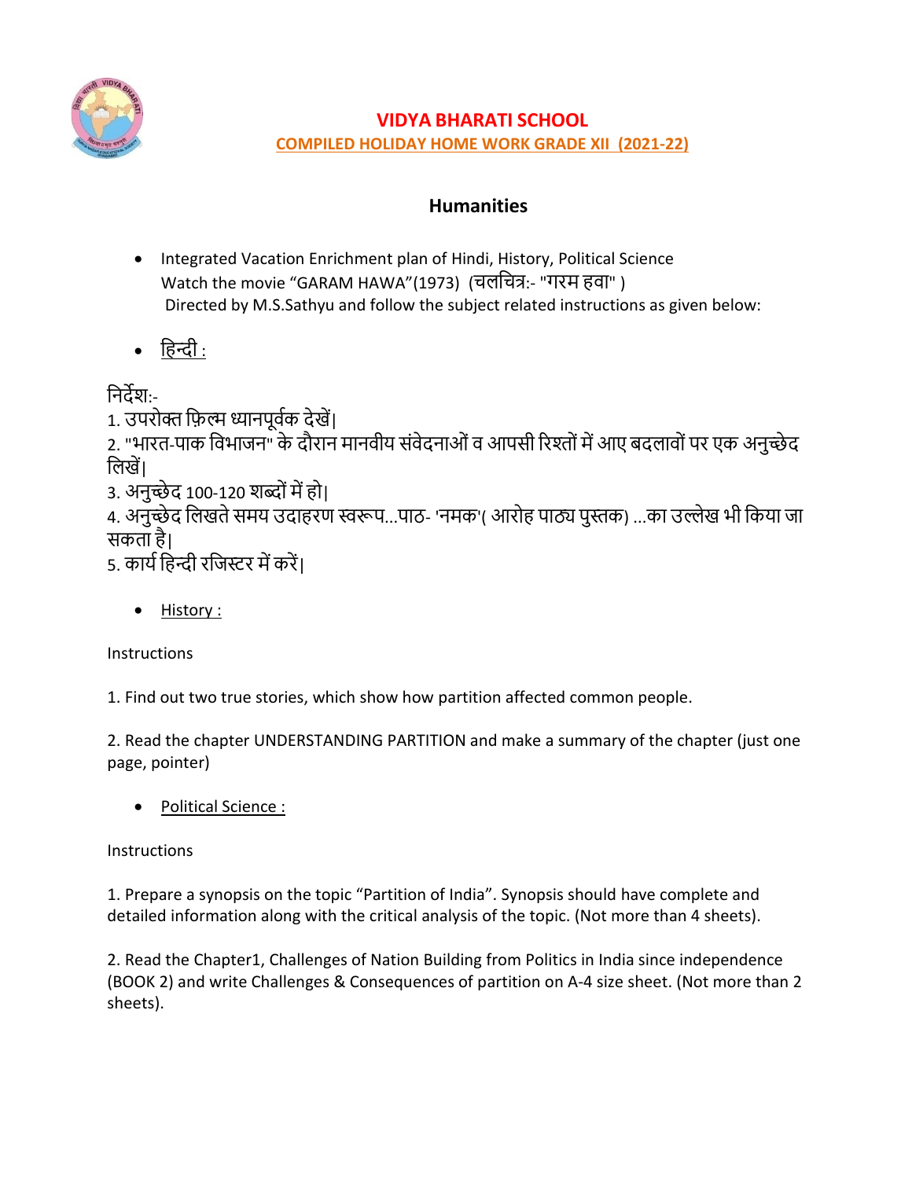# VIDYA BHARATI SCHOOL

## COMPILED HOLIDAY HOME WORK GRADE XII (2021-22)

### Humanities

- Integrated Vacation Enrichment plan of Hindi, History, Political Science
  Watch the movie "GARAM HAWA"(1973) (चलचित्र:- "गरम हवा" )
  Directed by M.S.Sathyu and follow the subject related instructions as given below:

- हिन्दी :

निर्देश:-

1. उपरोक्त फ़िल्म ध्यानपूर्वक देखें|
2. "भारत-पाक विभाजन" के दौरान मानवीय संवेदनाओं व आपसी रिश्तों में आए बदलावों पर एक अनुच्छेद लिखें|
3. अनुच्छेद 100-120 शब्दों में हो|
4. अनुच्छेद लिखते समय उदाहरण स्वरूप...पाठ- 'नमक'( आरोह पाठ्य पुस्तक) ...का उल्लेख भी किया जा सकता है|
5. कार्य हिन्दी रजिस्टर में करें|

- History :

Instructions

1. Find out two true stories, which show how partition affected common people.

2. Read the chapter UNDERSTANDING PARTITION and make a summary of the chapter (just one page, pointer)

- Political Science :

Instructions

1. Prepare a synopsis on the topic "Partition of India". Synopsis should have complete and detailed information along with the critical analysis of the topic. (Not more than 4 sheets).

2. Read the Chapter1, Challenges of Nation Building from Politics in India since independence (BOOK 2) and write Challenges & Consequences of partition on A-4 size sheet. (Not more than 2 sheets).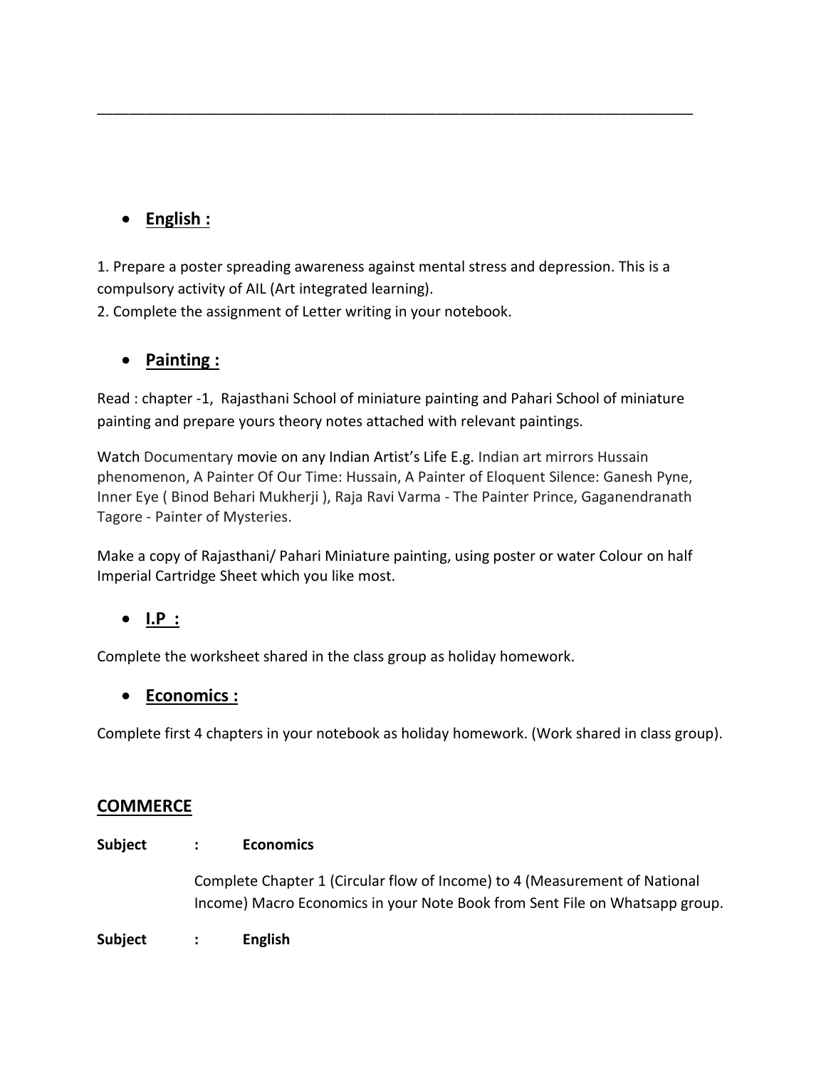---

- **English :**

1. Prepare a poster spreading awareness against mental stress and depression. This is a compulsory activity of AIL (Art integrated learning).
2. Complete the assignment of Letter writing in your notebook.

- **Painting :**

Read : chapter -1, Rajasthani School of miniature painting and Pahari School of miniature painting and prepare yours theory notes attached with relevant paintings.

Watch Documentary movie on any Indian Artist's Life E.g. Indian art mirrors Hussain phenomenon, A Painter Of Our Time: Hussain, A Painter of Eloquent Silence: Ganesh Pyne, Inner Eye ( Binod Behari Mukherji ), Raja Ravi Varma - The Painter Prince, Gaganendranath Tagore - Painter of Mysteries.

Make a copy of Rajasthani/ Pahari Miniature painting, using poster or water Colour on half Imperial Cartridge Sheet which you like most.

- **I.P :**

Complete the worksheet shared in the class group as holiday homework.

- **Economics :**

Complete first 4 chapters in your notebook as holiday homework. (Work shared in class group).

## COMMERCE

**Subject : Economics**

Complete Chapter 1 (Circular flow of Income) to 4 (Measurement of National Income) Macro Economics in your Note Book from Sent File on Whatsapp group.

**Subject : English**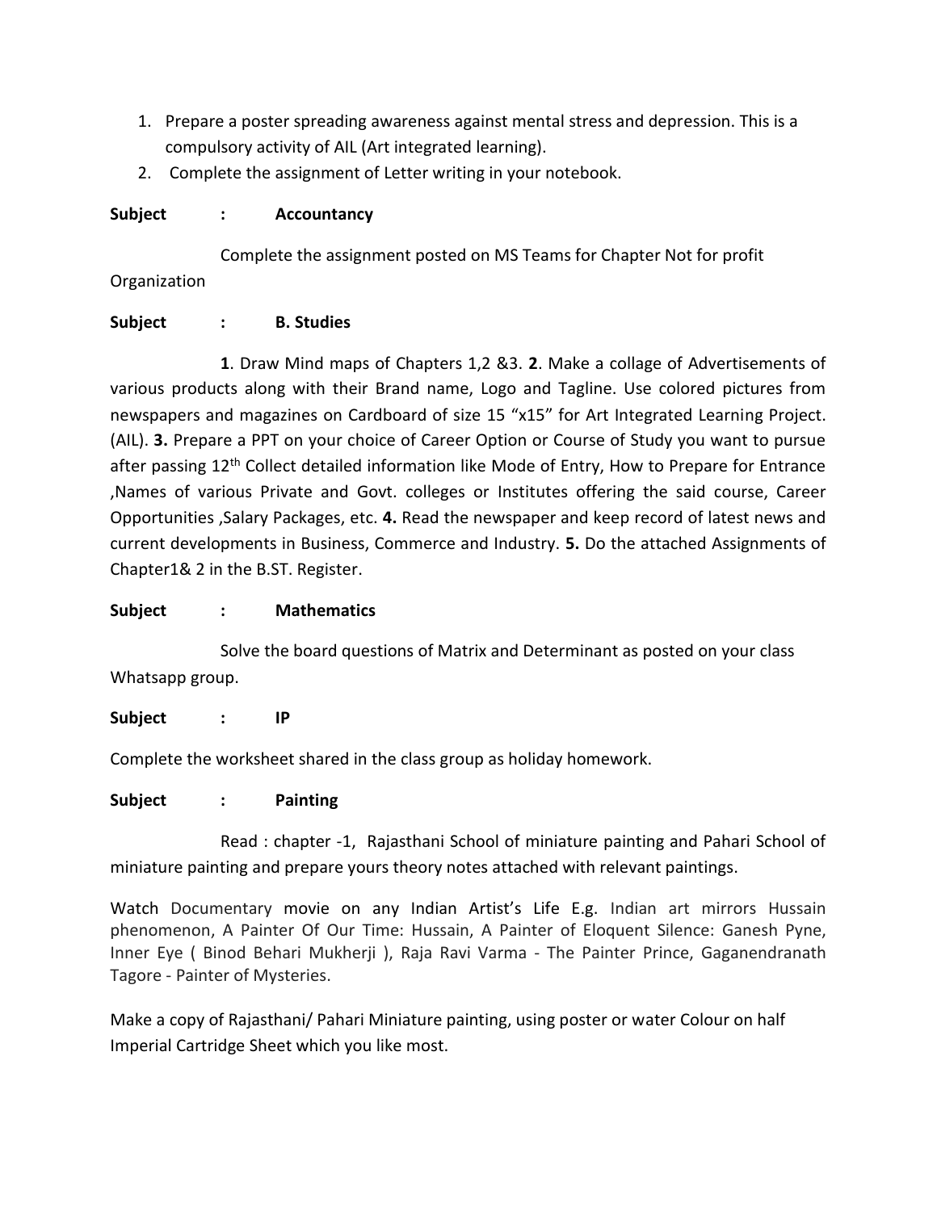1. Prepare a poster spreading awareness against mental stress and depression. This is a compulsory activity of AIL (Art integrated learning).
2. Complete the assignment of Letter writing in your notebook.

**Subject : Accountancy**

Complete the assignment posted on MS Teams for Chapter Not for profit Organization

**Subject : B. Studies**

**1**. Draw Mind maps of Chapters 1,2 &3. **2**. Make a collage of Advertisements of various products along with their Brand name, Logo and Tagline. Use colored pictures from newspapers and magazines on Cardboard of size 15 "x15" for Art Integrated Learning Project. (AIL). **3.** Prepare a PPT on your choice of Career Option or Course of Study you want to pursue after passing 12th Collect detailed information like Mode of Entry, How to Prepare for Entrance ,Names of various Private and Govt. colleges or Institutes offering the said course, Career Opportunities ,Salary Packages, etc. **4.** Read the newspaper and keep record of latest news and current developments in Business, Commerce and Industry. **5.** Do the attached Assignments of Chapter1& 2 in the B.ST. Register.

**Subject : Mathematics**

Solve the board questions of Matrix and Determinant as posted on your class Whatsapp group.

**Subject : IP**

Complete the worksheet shared in the class group as holiday homework.

**Subject : Painting**

Read : chapter -1, Rajasthani School of miniature painting and Pahari School of miniature painting and prepare yours theory notes attached with relevant paintings.

Watch Documentary movie on any Indian Artist's Life E.g. Indian art mirrors Hussain phenomenon, A Painter Of Our Time: Hussain, A Painter of Eloquent Silence: Ganesh Pyne, Inner Eye ( Binod Behari Mukherji ), Raja Ravi Varma - The Painter Prince, Gaganendranath Tagore - Painter of Mysteries.

Make a copy of Rajasthani/ Pahari Miniature painting, using poster or water Colour on half Imperial Cartridge Sheet which you like most.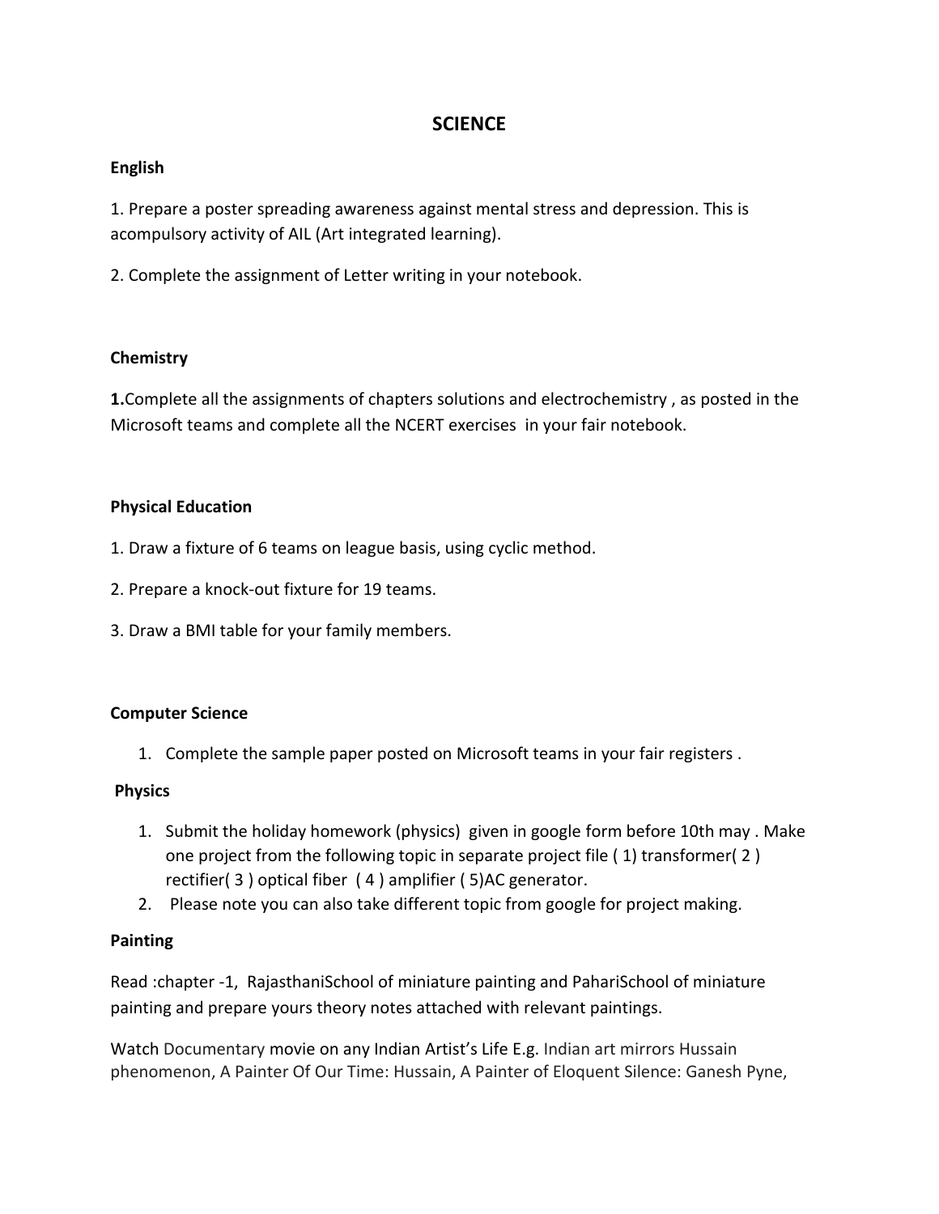# SCIENCE

**English**

1. Prepare a poster spreading awareness against mental stress and depression. This is acompulsory activity of AIL (Art integrated learning).

2. Complete the assignment of Letter writing in your notebook.

**Chemistry**

**1.**Complete all the assignments of chapters solutions and electrochemistry , as posted in the Microsoft teams and complete all the NCERT exercises in your fair notebook.

**Physical Education**

1. Draw a fixture of 6 teams on league basis, using cyclic method.

2. Prepare a knock-out fixture for 19 teams.

3. Draw a BMI table for your family members.

**Computer Science**

1. Complete the sample paper posted on Microsoft teams in your fair registers .

**Physics**

1. Submit the holiday homework (physics) given in google form before 10th may . Make one project from the following topic in separate project file ( 1) transformer( 2 ) rectifier( 3 ) optical fiber ( 4 ) amplifier ( 5)AC generator.
2. Please note you can also take different topic from google for project making.

**Painting**

Read :chapter -1, RajasthaniSchool of miniature painting and PahariSchool of miniature painting and prepare yours theory notes attached with relevant paintings.

Watch Documentary movie on any Indian Artist's Life E.g. Indian art mirrors Hussain phenomenon, A Painter Of Our Time: Hussain, A Painter of Eloquent Silence: Ganesh Pyne,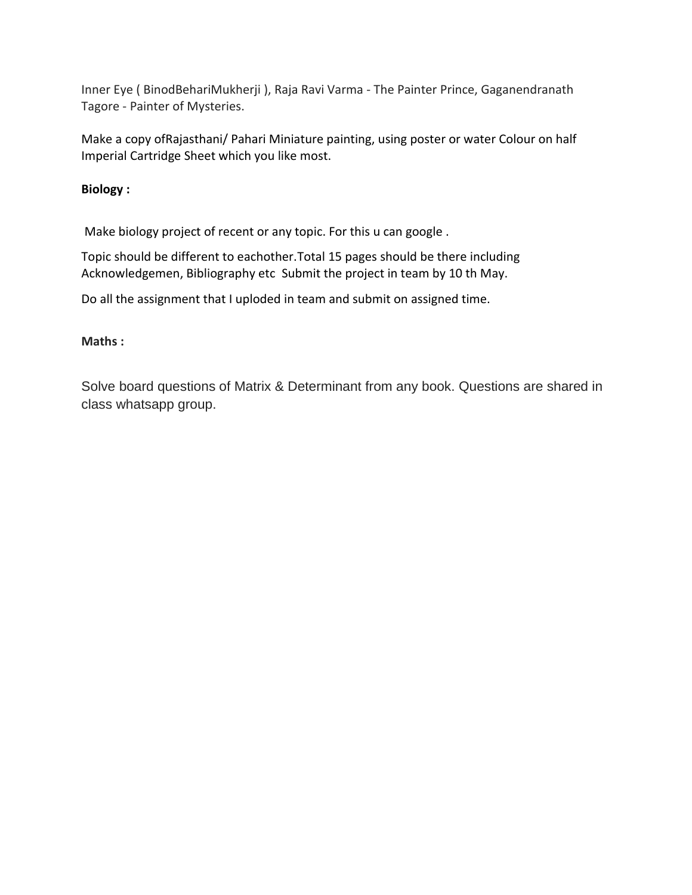Inner Eye ( BinodBehariMukherji ), Raja Ravi Varma - The Painter Prince, Gaganendranath Tagore - Painter of Mysteries.

Make a copy ofRajasthani/ Pahari Miniature painting, using poster or water Colour on half Imperial Cartridge Sheet which you like most.

**Biology :**

Make biology project of recent or any topic. For this u can google .

Topic should be different to eachother.Total 15 pages should be there including Acknowledgemen, Bibliography etc  Submit the project in team by 10 th May.

Do all the assignment that I uploded in team and submit on assigned time.

**Maths :**

Solve board questions of Matrix & Determinant from any book. Questions are shared in class whatsapp group.